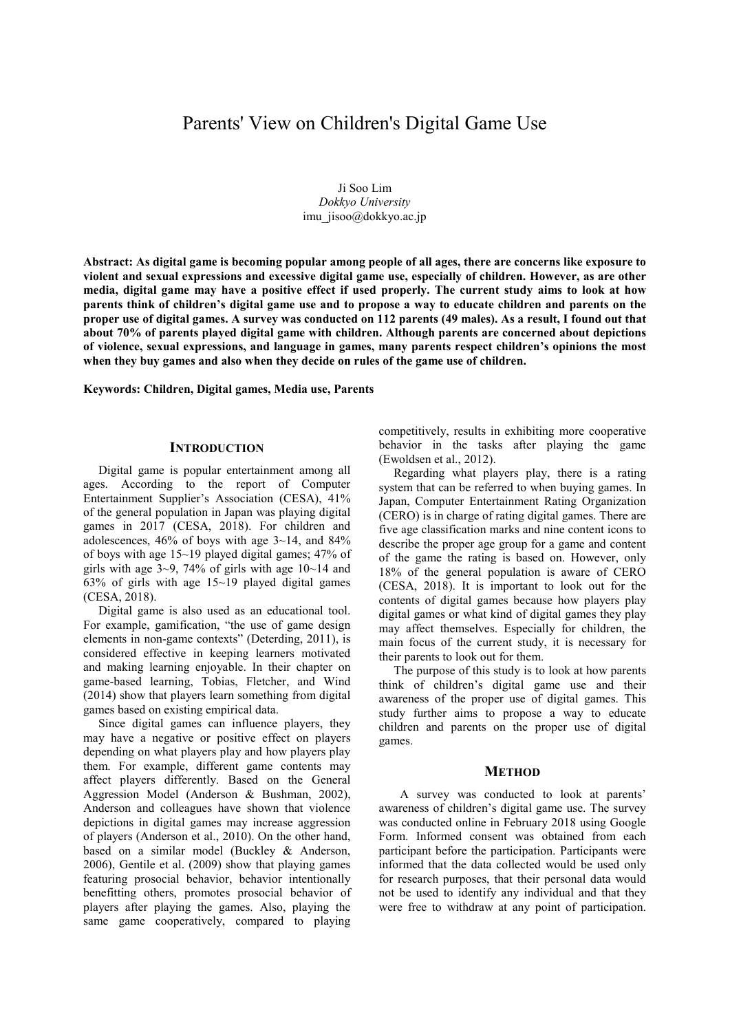# Parents' View on Children's Digital Game Use

Ji Soo Lim
*Dokkyo University*
imu_jisoo@dokkyo.ac.jp

**Abstract: As digital game is becoming popular among people of all ages, there are concerns like exposure to violent and sexual expressions and excessive digital game use, especially of children. However, as are other media, digital game may have a positive effect if used properly. The current study aims to look at how parents think of children's digital game use and to propose a way to educate children and parents on the proper use of digital games. A survey was conducted on 112 parents (49 males). As a result, I found out that about 70% of parents played digital game with children. Although parents are concerned about depictions of violence, sexual expressions, and language in games, many parents respect children's opinions the most when they buy games and also when they decide on rules of the game use of children.**

**Keywords: Children, Digital games, Media use, Parents**

## INTRODUCTION

Digital game is popular entertainment among all ages. According to the report of Computer Entertainment Supplier's Association (CESA), 41% of the general population in Japan was playing digital games in 2017 (CESA, 2018). For children and adolescences, 46% of boys with age 3~14, and 84% of boys with age 15~19 played digital games; 47% of girls with age 3~9, 74% of girls with age 10~14 and 63% of girls with age 15~19 played digital games (CESA, 2018).

Digital game is also used as an educational tool. For example, gamification, "the use of game design elements in non-game contexts" (Deterding, 2011), is considered effective in keeping learners motivated and making learning enjoyable. In their chapter on game-based learning, Tobias, Fletcher, and Wind (2014) show that players learn something from digital games based on existing empirical data.

Since digital games can influence players, they may have a negative or positive effect on players depending on what players play and how players play them. For example, different game contents may affect players differently. Based on the General Aggression Model (Anderson & Bushman, 2002), Anderson and colleagues have shown that violence depictions in digital games may increase aggression of players (Anderson et al., 2010). On the other hand, based on a similar model (Buckley & Anderson, 2006), Gentile et al. (2009) show that playing games featuring prosocial behavior, behavior intentionally benefitting others, promotes prosocial behavior of players after playing the games. Also, playing the same game cooperatively, compared to playing competitively, results in exhibiting more cooperative behavior in the tasks after playing the game (Ewoldsen et al., 2012).

Regarding what players play, there is a rating system that can be referred to when buying games. In Japan, Computer Entertainment Rating Organization (CERO) is in charge of rating digital games. There are five age classification marks and nine content icons to describe the proper age group for a game and content of the game the rating is based on. However, only 18% of the general population is aware of CERO (CESA, 2018). It is important to look out for the contents of digital games because how players play digital games or what kind of digital games they play may affect themselves. Especially for children, the main focus of the current study, it is necessary for their parents to look out for them.

The purpose of this study is to look at how parents think of children's digital game use and their awareness of the proper use of digital games. This study further aims to propose a way to educate children and parents on the proper use of digital games.

## METHOD

A survey was conducted to look at parents' awareness of children's digital game use. The survey was conducted online in February 2018 using Google Form. Informed consent was obtained from each participant before the participation. Participants were informed that the data collected would be used only for research purposes, that their personal data would not be used to identify any individual and that they were free to withdraw at any point of participation.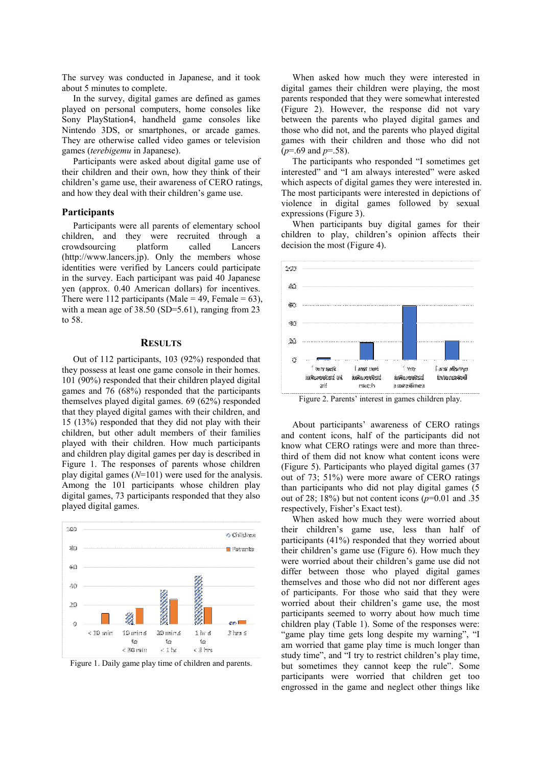The survey was conducted in Japanese, and it took about 5 minutes to complete.

In the survey, digital games are defined as games played on personal computers, home consoles like Sony PlayStation4, handheld game consoles like Nintendo 3DS, or smartphones, or arcade games. They are otherwise called video games or television games (*terebigemu* in Japanese).

Participants were asked about digital game use of their children and their own, how they think of their children's game use, their awareness of CERO ratings, and how they deal with their children's game use.

### Participants

Participants were all parents of elementary school children, and they were recruited through a crowdsourcing platform called Lancers (http://www.lancers.jp). Only the members whose identities were verified by Lancers could participate in the survey. Each participant was paid 40 Japanese yen (approx. 0.40 American dollars) for incentives. There were 112 participants (Male = 49, Female = 63), with a mean age of 38.50 (SD=5.61), ranging from 23 to 58.

## Results

Out of 112 participants, 103 (92%) responded that they possess at least one game console in their homes. 101 (90%) responded that their children played digital games and 76 (68%) responded that the participants themselves played digital games. 69 (62%) responded that they played digital games with their children, and 15 (13%) responded that they did not play with their children, but other adult members of their families played with their children. How much participants and children play digital games per day is described in Figure 1. The responses of parents whose children play digital games ($N$=101) were used for the analysis. Among the 101 participants whose children play digital games, 73 participants responded that they also played digital games.

Figure 1. Daily game play time of children and parents.

When asked how much they were interested in digital games their children were playing, the most parents responded that they were somewhat interested (Figure 2). However, the response did not vary between the parents who played digital games and those who did not, and the parents who played digital games with their children and those who did not ($p$=.69 and $p$=.58).

The participants who responded "I sometimes get interested" and "I am always interested" were asked which aspects of digital games they were interested in. The most participants were interested in depictions of violence in digital games followed by sexual expressions (Figure 3).

When participants buy digital games for their children to play, children's opinion affects their decision the most (Figure 4).

Figure 2. Parents' interest in games children play.

About participants' awareness of CERO ratings and content icons, half of the participants did not know what CERO ratings were and more than three-third of them did not know what content icons were (Figure 5). Participants who played digital games (37 out of 73; 51%) were more aware of CERO ratings than participants who did not play digital games (5 out of 28; 18%) but not content icons ($p$=0.01 and .35 respectively, Fisher's Exact test).

When asked how much they were worried about their children's game use, less than half of participants (41%) responded that they worried about their children's game use (Figure 6). How much they were worried about their children's game use did not differ between those who played digital games themselves and those who did not nor different ages of participants. For those who said that they were worried about their children's game use, the most participants seemed to worry about how much time children play (Table 1). Some of the responses were: "game play time gets long despite my warning", "I am worried that game play time is much longer than study time", and "I try to restrict children's play time, but sometimes they cannot keep the rule". Some participants were worried that children get too engrossed in the game and neglect other things like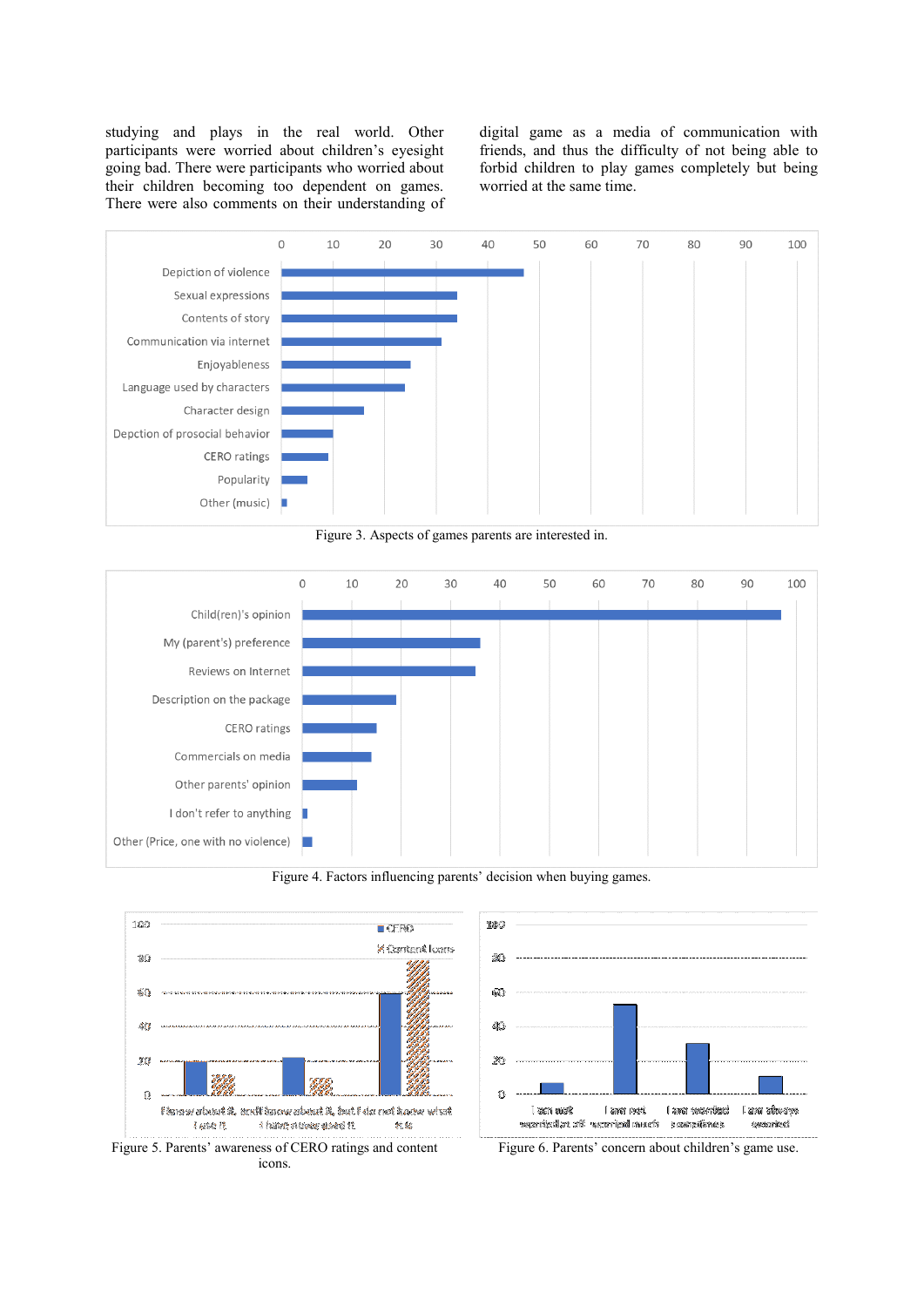studying and plays in the real world. Other participants were worried about children's eyesight going bad. There were participants who worried about their children becoming too dependent on games. There were also comments on their understanding of digital game as a media of communication with friends, and thus the difficulty of not being able to forbid children to play games completely but being worried at the same time.

Figure 3. Aspects of games parents are interested in.

Figure 4. Factors influencing parents' decision when buying games.

Figure 5. Parents' awareness of CERO ratings and content icons.

Figure 6. Parents' concern about children's game use.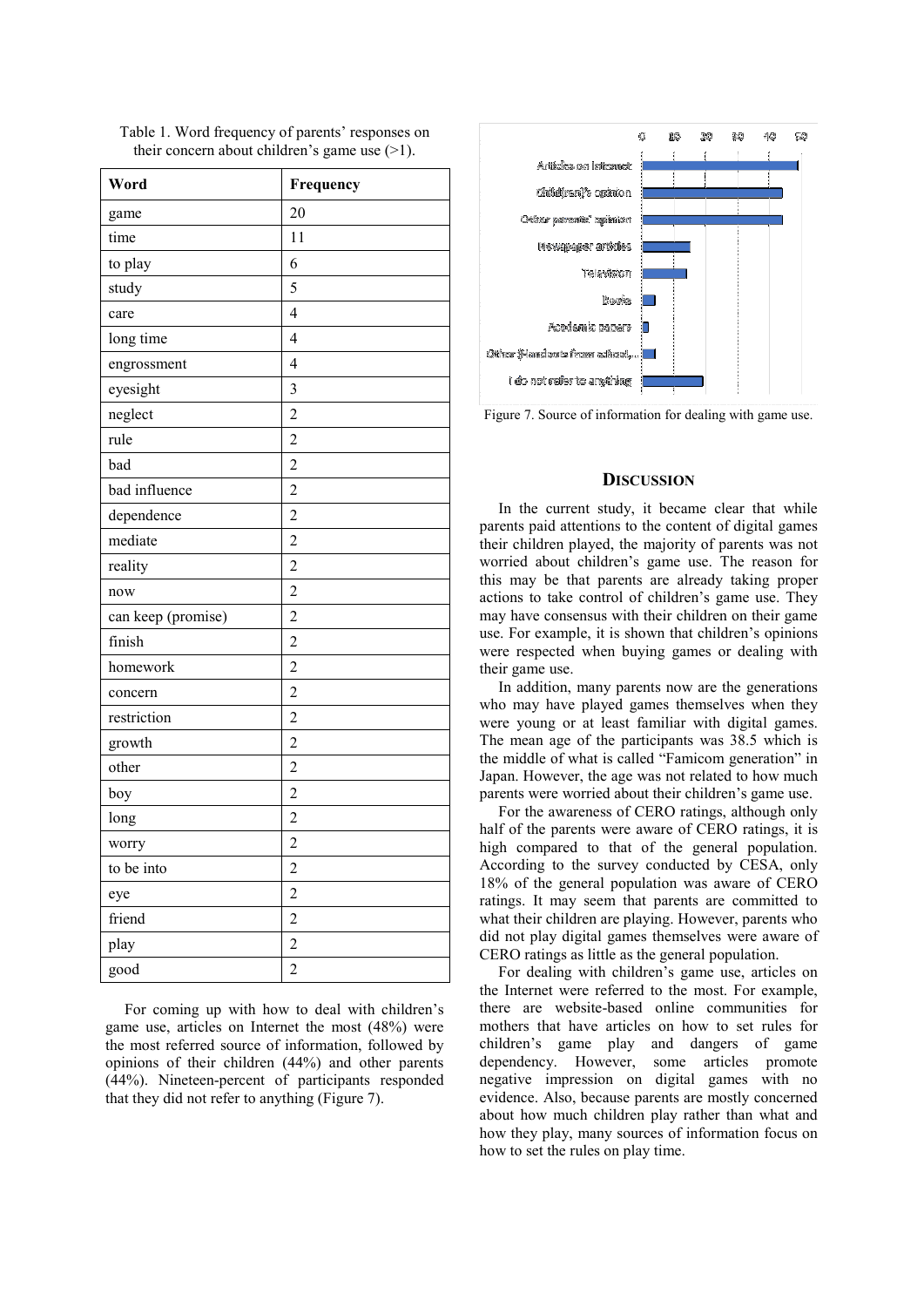Table 1. Word frequency of parents' responses on their concern about children's game use (>1).

| Word | Frequency |
|---|---|
| game | 20 |
| time | 11 |
| to play | 6 |
| study | 5 |
| care | 4 |
| long time | 4 |
| engrossment | 4 |
| eyesight | 3 |
| neglect | 2 |
| rule | 2 |
| bad | 2 |
| bad influence | 2 |
| dependence | 2 |
| mediate | 2 |
| reality | 2 |
| now | 2 |
| can keep (promise) | 2 |
| finish | 2 |
| homework | 2 |
| concern | 2 |
| restriction | 2 |
| growth | 2 |
| other | 2 |
| boy | 2 |
| long | 2 |
| worry | 2 |
| to be into | 2 |
| eye | 2 |
| friend | 2 |
| play | 2 |
| good | 2 |

For coming up with how to deal with children's game use, articles on Internet the most (48%) were the most referred source of information, followed by opinions of their children (44%) and other parents (44%). Nineteen-percent of participants responded that they did not refer to anything (Figure 7).

Figure 7. Source of information for dealing with game use.

## DISCUSSION

In the current study, it became clear that while parents paid attentions to the content of digital games their children played, the majority of parents was not worried about children's game use. The reason for this may be that parents are already taking proper actions to take control of children's game use. They may have consensus with their children on their game use. For example, it is shown that children's opinions were respected when buying games or dealing with their game use.

In addition, many parents now are the generations who may have played games themselves when they were young or at least familiar with digital games. The mean age of the participants was 38.5 which is the middle of what is called "Famicom generation" in Japan. However, the age was not related to how much parents were worried about their children's game use.

For the awareness of CERO ratings, although only half of the parents were aware of CERO ratings, it is high compared to that of the general population. According to the survey conducted by CESA, only 18% of the general population was aware of CERO ratings. It may seem that parents are committed to what their children are playing. However, parents who did not play digital games themselves were aware of CERO ratings as little as the general population.

For dealing with children's game use, articles on the Internet were referred to the most. For example, there are website-based online communities for mothers that have articles on how to set rules for children's game play and dangers of game dependency. However, some articles promote negative impression on digital games with no evidence. Also, because parents are mostly concerned about how much children play rather than what and how they play, many sources of information focus on how to set the rules on play time.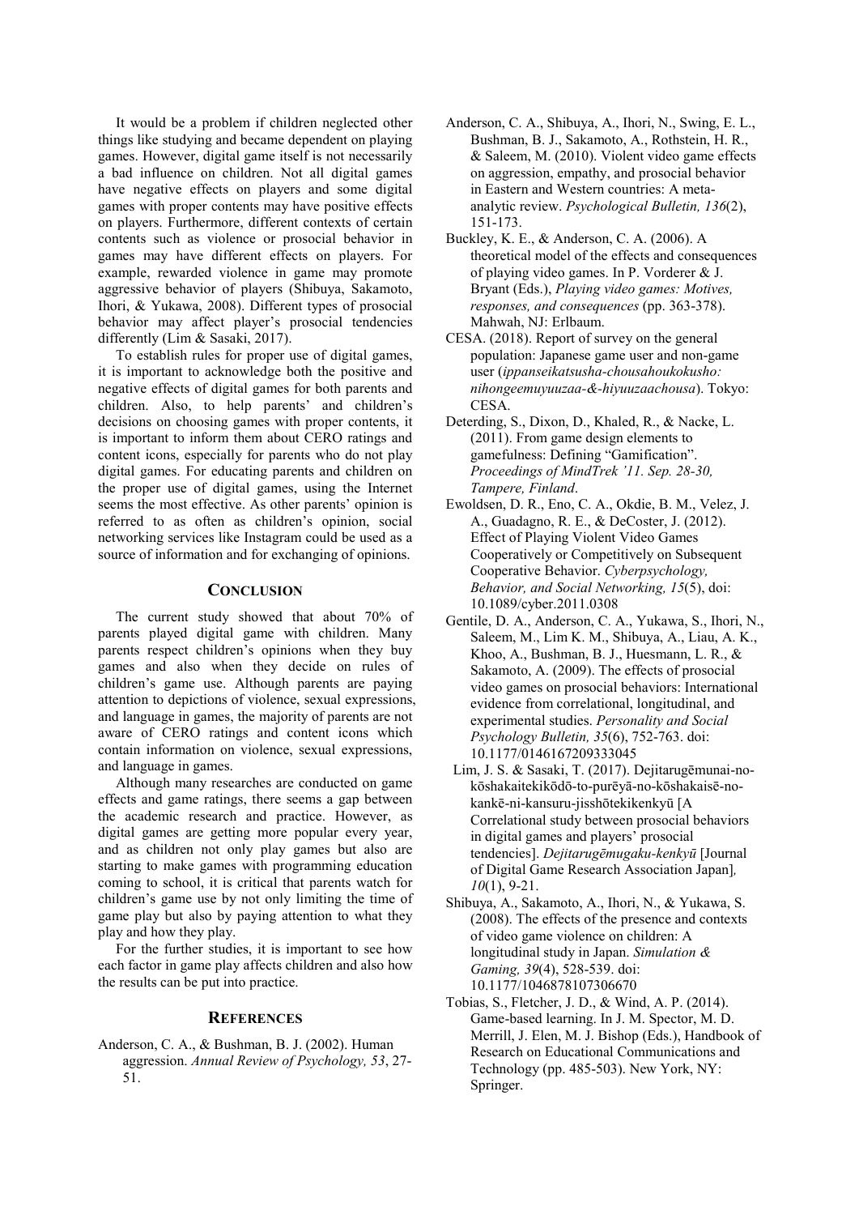It would be a problem if children neglected other things like studying and became dependent on playing games. However, digital game itself is not necessarily a bad influence on children. Not all digital games have negative effects on players and some digital games with proper contents may have positive effects on players. Furthermore, different contexts of certain contents such as violence or prosocial behavior in games may have different effects on players. For example, rewarded violence in game may promote aggressive behavior of players (Shibuya, Sakamoto, Ihori, & Yukawa, 2008). Different types of prosocial behavior may affect player's prosocial tendencies differently (Lim & Sasaki, 2017).

To establish rules for proper use of digital games, it is important to acknowledge both the positive and negative effects of digital games for both parents and children. Also, to help parents' and children's decisions on choosing games with proper contents, it is important to inform them about CERO ratings and content icons, especially for parents who do not play digital games. For educating parents and children on the proper use of digital games, using the Internet seems the most effective. As other parents' opinion is referred to as often as children's opinion, social networking services like Instagram could be used as a source of information and for exchanging of opinions.

## CONCLUSION

The current study showed that about 70% of parents played digital game with children. Many parents respect children's opinions when they buy games and also when they decide on rules of children's game use. Although parents are paying attention to depictions of violence, sexual expressions, and language in games, the majority of parents are not aware of CERO ratings and content icons which contain information on violence, sexual expressions, and language in games.

Although many researches are conducted on game effects and game ratings, there seems a gap between the academic research and practice. However, as digital games are getting more popular every year, and as children not only play games but also are starting to make games with programming education coming to school, it is critical that parents watch for children's game use by not only limiting the time of game play but also by paying attention to what they play and how they play.

For the further studies, it is important to see how each factor in game play affects children and also how the results can be put into practice.

## REFERENCES

Anderson, C. A., & Bushman, B. J. (2002). Human aggression. *Annual Review of Psychology, 53*, 27-51.

Anderson, C. A., Shibuya, A., Ihori, N., Swing, E. L., Bushman, B. J., Sakamoto, A., Rothstein, H. R., & Saleem, M. (2010). Violent video game effects on aggression, empathy, and prosocial behavior in Eastern and Western countries: A meta-analytic review. *Psychological Bulletin, 136*(2), 151-173.

Buckley, K. E., & Anderson, C. A. (2006). A theoretical model of the effects and consequences of playing video games. In P. Vorderer & J. Bryant (Eds.), *Playing video games: Motives, responses, and consequences* (pp. 363-378). Mahwah, NJ: Erlbaum.

CESA. (2018). Report of survey on the general population: Japanese game user and non-game user (*ippanseikatsusha-chousahoukokusho: nihongeemuyuuzaa-&-hiyuuzaachousa*). Tokyo: CESA.

Deterding, S., Dixon, D., Khaled, R., & Nacke, L. (2011). From game design elements to gamefulness: Defining "Gamification". *Proceedings of MindTrek '11. Sep. 28-30, Tampere, Finland*.

Ewoldsen, D. R., Eno, C. A., Okdie, B. M., Velez, J. A., Guadagno, R. E., & DeCoster, J. (2012). Effect of Playing Violent Video Games Cooperatively or Competitively on Subsequent Cooperative Behavior. *Cyberpsychology, Behavior, and Social Networking, 15*(5), doi: 10.1089/cyber.2011.0308

Gentile, D. A., Anderson, C. A., Yukawa, S., Ihori, N., Saleem, M., Lim K. M., Shibuya, A., Liau, A. K., Khoo, A., Bushman, B. J., Huesmann, L. R., & Sakamoto, A. (2009). The effects of prosocial video games on prosocial behaviors: International evidence from correlational, longitudinal, and experimental studies. *Personality and Social Psychology Bulletin, 35*(6), 752-763. doi: 10.1177/0146167209333045

Lim, J. S. & Sasaki, T. (2017). Dejitarugēmunai-no-kōshakaitekikōdō-to-purēyā-no-kōshakaisē-no-kankē-ni-kansuru-jisshōtekikenkyū [A Correlational study between prosocial behaviors in digital games and players' prosocial tendencies]. *Dejitarugēmugaku-kenkyū* [Journal of Digital Game Research Association Japan]*, 10*(1), 9-21.

Shibuya, A., Sakamoto, A., Ihori, N., & Yukawa, S. (2008). The effects of the presence and contexts of video game violence on children: A longitudinal study in Japan. *Simulation & Gaming, 39*(4), 528-539. doi: 10.1177/1046878107306670

Tobias, S., Fletcher, J. D., & Wind, A. P. (2014). Game-based learning. In J. M. Spector, M. D. Merrill, J. Elen, M. J. Bishop (Eds.), Handbook of Research on Educational Communications and Technology (pp. 485-503). New York, NY: Springer.